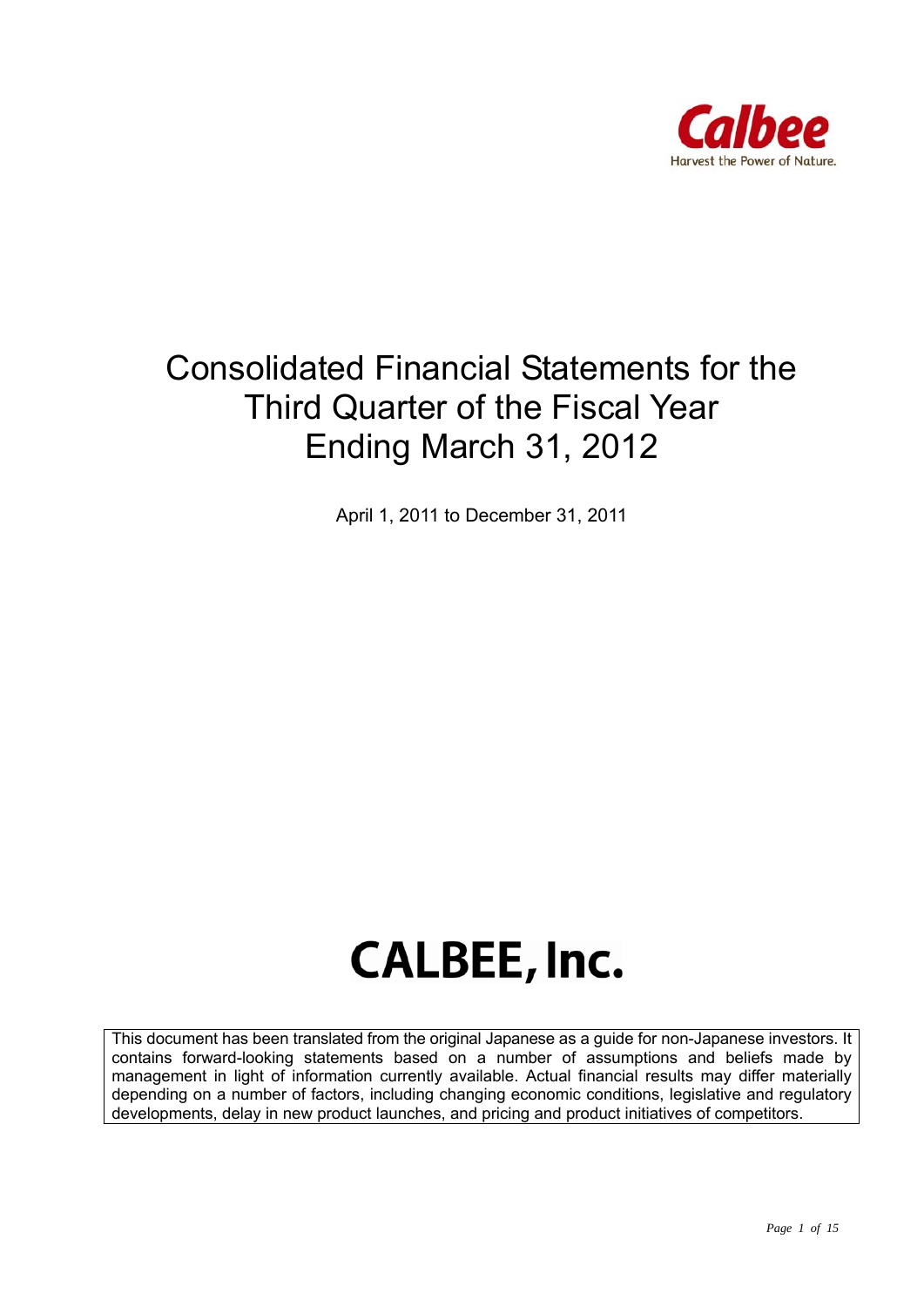Calbee

Harvest the Power of Nature.

# Consolidated Financial Statements for the Third Quarter of the Fiscal Year Ending March 31, 2012

April 1, 2011 to December 31, 2011

# CALBEE, Inc.

This document has been translated from the original Japanese as a guide for non-Japanese investors. It contains forward-looking statements based on a number of assumptions and beliefs made by management in light of information currently available. Actual financial results may differ materially depending on a number of factors, including changing economic conditions, legislative and regulatory developments, delay in new product launches, and pricing and product initiatives of competitors.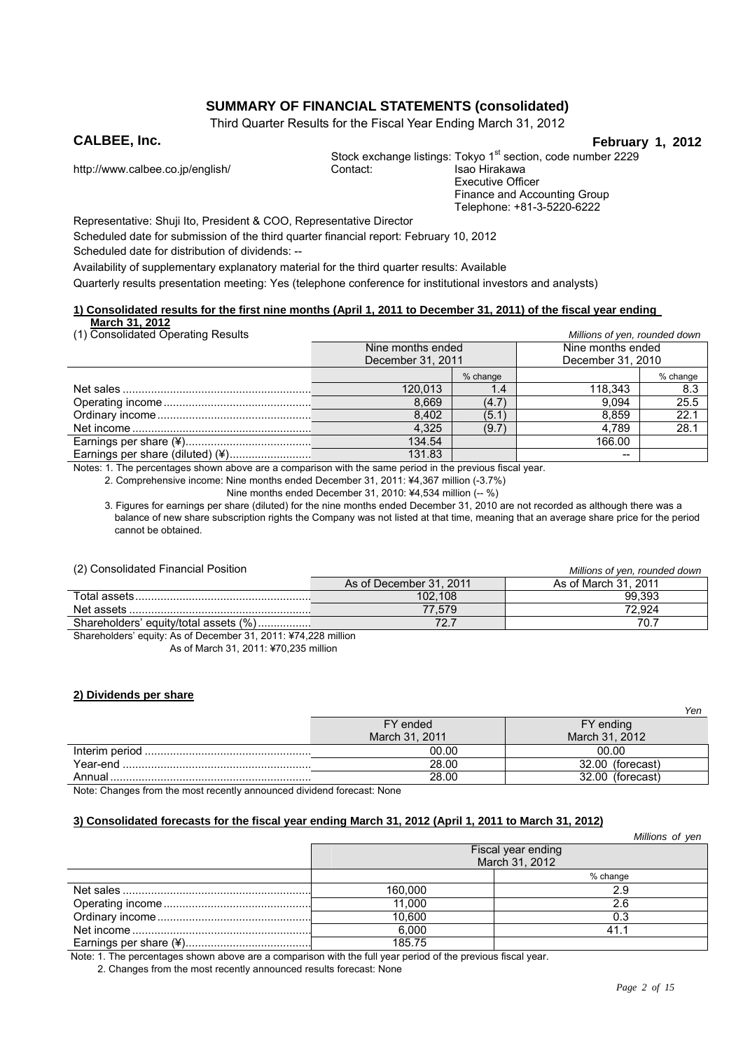# SUMMARY OF FINANCIAL STATEMENTS (consolidated)

Third Quarter Results for the Fiscal Year Ending March 31, 2012

**CALBEE, Inc.** **February 1, 2012**

http://www.calbee.co.jp/english/

Stock exchange listings: Tokyo 1st section, code number 2229
Contact: Isao Hirakawa
Executive Officer
Finance and Accounting Group
Telephone: +81-3-5220-6222

Representative: Shuji Ito, President & COO, Representative Director

Scheduled date for submission of the third quarter financial report: February 10, 2012

Scheduled date for distribution of dividends: --

Availability of supplementary explanatory material for the third quarter results: Available

Quarterly results presentation meeting: Yes (telephone conference for institutional investors and analysts)

## 1) Consolidated results for the first nine months (April 1, 2011 to December 31, 2011) of the fiscal year ending March 31, 2012

(1) Consolidated Operating Results

*Millions of yen, rounded down*

| | Nine months ended December 31, 2011 | | Nine months ended December 31, 2010 | |
|---|---|---|---|---|
| | | % change | | % change |
| Net sales | 120,013 | 1.4 | 118,343 | 8.3 |
| Operating income | 8,669 | (4.7) | 9,094 | 25.5 |
| Ordinary income | 8,402 | (5.1) | 8,859 | 22.1 |
| Net income | 4,325 | (9.7) | 4,789 | 28.1 |
| Earnings per share (¥) | 134.54 | | 166.00 | |
| Earnings per share (diluted) (¥) | 131.83 | | -- | |

Notes: 1. The percentages shown above are a comparison with the same period in the previous fiscal year.

2. Comprehensive income: Nine months ended December 31, 2011: ¥4,367 million (-3.7%)
Nine months ended December 31, 2010: ¥4,534 million (-- %)

3. Figures for earnings per share (diluted) for the nine months ended December 31, 2010 are not recorded as although there was a balance of new share subscription rights the Company was not listed at that time, meaning that an average share price for the period cannot be obtained.

(2) Consolidated Financial Position

*Millions of yen, rounded down*

| | As of December 31, 2011 | As of March 31, 2011 |
|---|---|---|
| Total assets | 102,108 | 99,393 |
| Net assets | 77,579 | 72,924 |
| Shareholders' equity/total assets (%) | 72.7 | 70.7 |

Shareholders' equity: As of December 31, 2011: ¥74,228 million
As of March 31, 2011: ¥70,235 million

## 2) Dividends per share

*Yen*

| | FY ended March 31, 2011 | FY ending March 31, 2012 |
|---|---|---|
| Interim period | 00.00 | 00.00 |
| Year-end | 28.00 | 32.00 (forecast) |
| Annual | 28.00 | 32.00 (forecast) |

Note: Changes from the most recently announced dividend forecast: None

## 3) Consolidated forecasts for the fiscal year ending March 31, 2012 (April 1, 2011 to March 31, 2012)

*Millions of yen*

| | Fiscal year ending March 31, 2012 | |
|---|---|---|
| | | % change |
| Net sales | 160,000 | 2.9 |
| Operating income | 11,000 | 2.6 |
| Ordinary income | 10,600 | 0.3 |
| Net income | 6,000 | 41.1 |
| Earnings per share (¥) | 185.75 | |

Note: 1. The percentages shown above are a comparison with the full year period of the previous fiscal year.

2. Changes from the most recently announced results forecast: None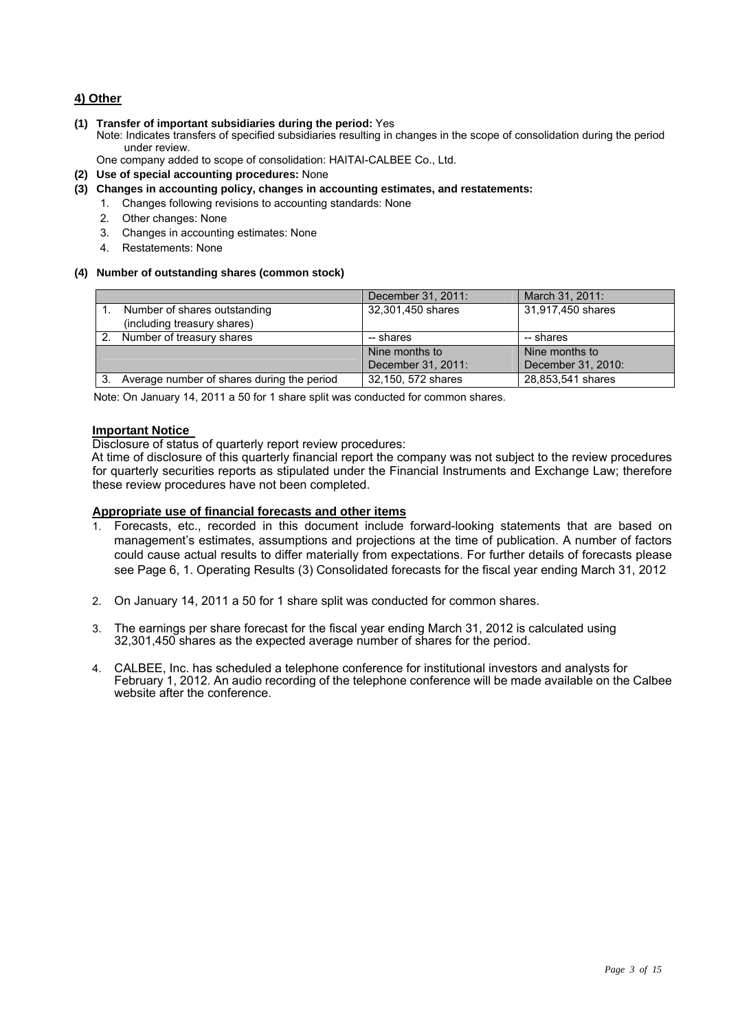## 4) Other

**(1) Transfer of important subsidiaries during the period:** Yes

Note: Indicates transfers of specified subsidiaries resulting in changes in the scope of consolidation during the period under review.

One company added to scope of consolidation: HAITAI-CALBEE Co., Ltd.

**(2) Use of special accounting procedures:** None

**(3) Changes in accounting policy, changes in accounting estimates, and restatements:**

1. Changes following revisions to accounting standards: None
2. Other changes: None
3. Changes in accounting estimates: None
4. Restatements: None

**(4) Number of outstanding shares (common stock)**

| | December 31, 2011: | March 31, 2011: |
|---|---|---|
| 1. Number of shares outstanding (including treasury shares) | 32,301,450 shares | 31,917,450 shares |
| 2. Number of treasury shares | -- shares | -- shares |
| | Nine months to December 31, 2011: | Nine months to December 31, 2010: |
| 3. Average number of shares during the period | 32,150, 572 shares | 28,853,541 shares |

Note: On January 14, 2011 a 50 for 1 share split was conducted for common shares.

**Important Notice**

Disclosure of status of quarterly report review procedures:

At time of disclosure of this quarterly financial report the company was not subject to the review procedures for quarterly securities reports as stipulated under the Financial Instruments and Exchange Law; therefore these review procedures have not been completed.

**Appropriate use of financial forecasts and other items**

1. Forecasts, etc., recorded in this document include forward-looking statements that are based on management's estimates, assumptions and projections at the time of publication. A number of factors could cause actual results to differ materially from expectations. For further details of forecasts please see Page 6, 1. Operating Results (3) Consolidated forecasts for the fiscal year ending March 31, 2012

2. On January 14, 2011 a 50 for 1 share split was conducted for common shares.

3. The earnings per share forecast for the fiscal year ending March 31, 2012 is calculated using 32,301,450 shares as the expected average number of shares for the period.

4. CALBEE, Inc. has scheduled a telephone conference for institutional investors and analysts for February 1, 2012. An audio recording of the telephone conference will be made available on the Calbee website after the conference.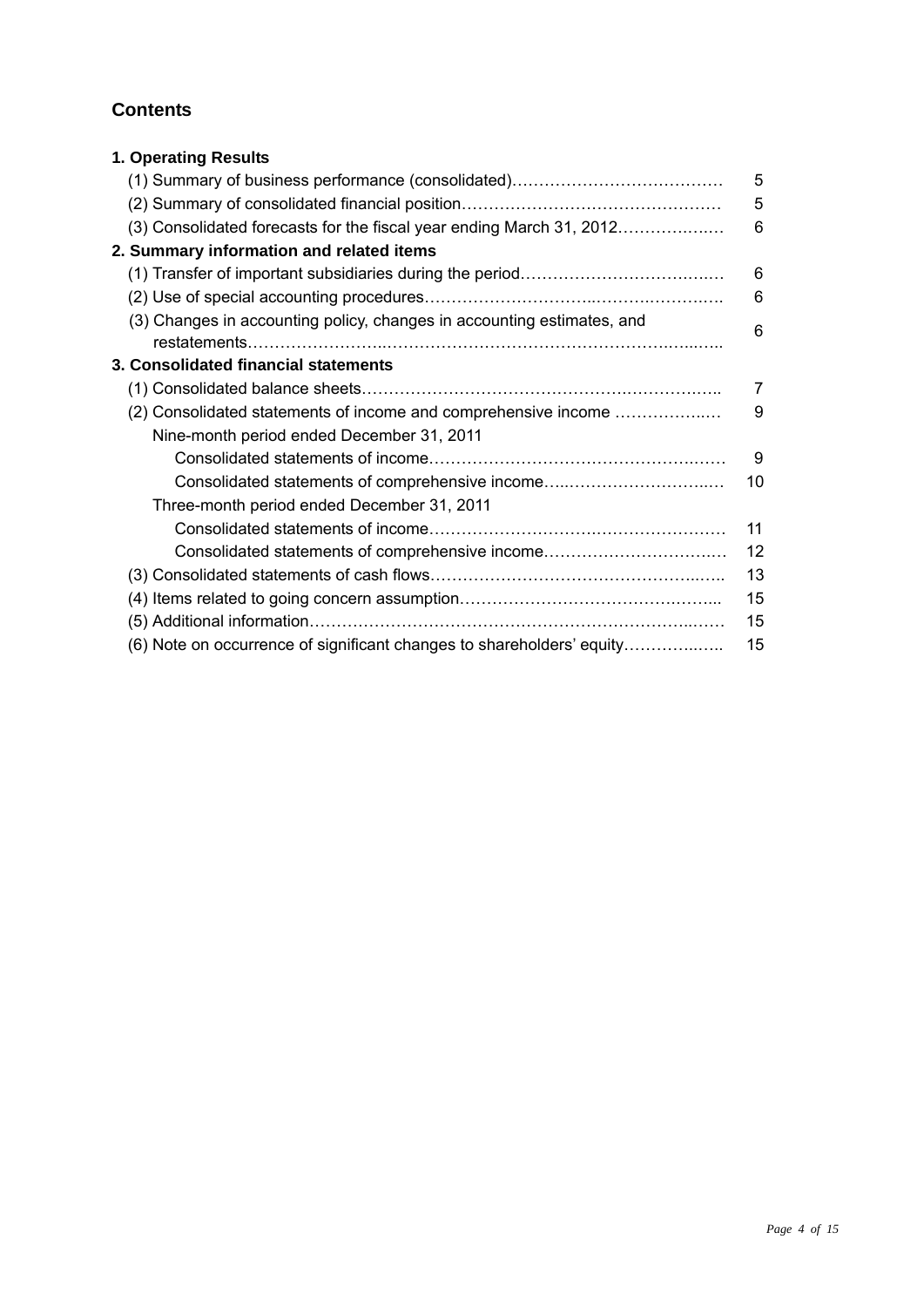## Contents

**1. Operating Results**

| | |
|---|---|
| (1) Summary of business performance (consolidated) | 5 |
| (2) Summary of consolidated financial position | 5 |
| (3) Consolidated forecasts for the fiscal year ending March 31, 2012 | 6 |

**2. Summary information and related items**

| | |
|---|---|
| (1) Transfer of important subsidiaries during the period | 6 |
| (2) Use of special accounting procedures | 6 |
| (3) Changes in accounting policy, changes in accounting estimates, and restatements | 6 |

**3. Consolidated financial statements**

| | |
|---|---|
| (1) Consolidated balance sheets | 7 |
| (2) Consolidated statements of income and comprehensive income | 9 |
| Nine-month period ended December 31, 2011 | |
| Consolidated statements of income | 9 |
| Consolidated statements of comprehensive income | 10 |
| Three-month period ended December 31, 2011 | |
| Consolidated statements of income | 11 |
| Consolidated statements of comprehensive income | 12 |
| (3) Consolidated statements of cash flows | 13 |
| (4) Items related to going concern assumption | 15 |
| (5) Additional information | 15 |
| (6) Note on occurrence of significant changes to shareholders' equity | 15 |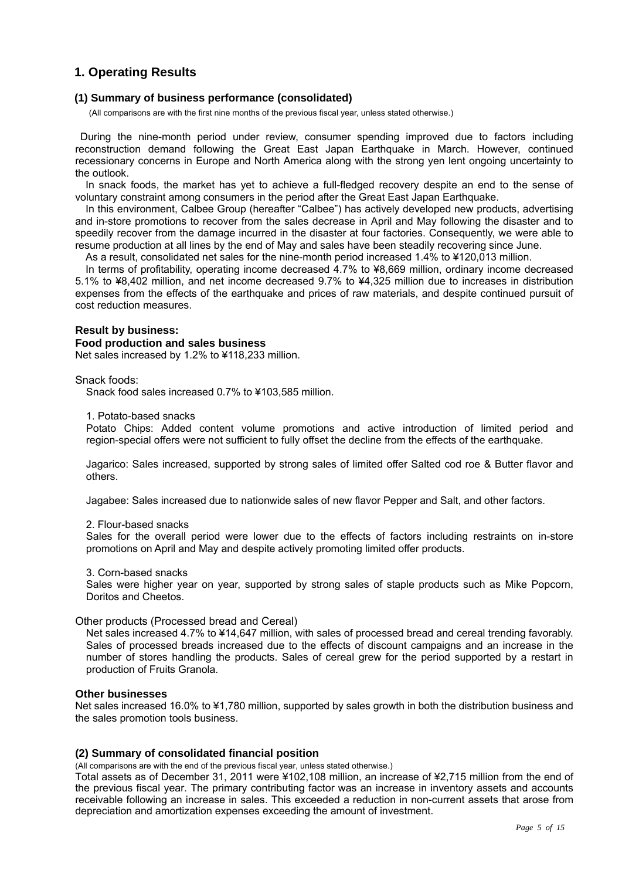## 1. Operating Results

### (1) Summary of business performance (consolidated)

(All comparisons are with the first nine months of the previous fiscal year, unless stated otherwise.)

During the nine-month period under review, consumer spending improved due to factors including reconstruction demand following the Great East Japan Earthquake in March. However, continued recessionary concerns in Europe and North America along with the strong yen lent ongoing uncertainty to the outlook.

In snack foods, the market has yet to achieve a full-fledged recovery despite an end to the sense of voluntary constraint among consumers in the period after the Great East Japan Earthquake.

In this environment, Calbee Group (hereafter “Calbee”) has actively developed new products, advertising and in-store promotions to recover from the sales decrease in April and May following the disaster and to speedily recover from the damage incurred in the disaster at four factories. Consequently, we were able to resume production at all lines by the end of May and sales have been steadily recovering since June.

As a result, consolidated net sales for the nine-month period increased 1.4% to ¥120,013 million.

In terms of profitability, operating income decreased 4.7% to ¥8,669 million, ordinary income decreased 5.1% to ¥8,402 million, and net income decreased 9.7% to ¥4,325 million due to increases in distribution expenses from the effects of the earthquake and prices of raw materials, and despite continued pursuit of cost reduction measures.

**Result by business:**

**Food production and sales business**

Net sales increased by 1.2% to ¥118,233 million.

Snack foods:

Snack food sales increased 0.7% to ¥103,585 million.

1. Potato-based snacks

Potato Chips: Added content volume promotions and active introduction of limited period and region-special offers were not sufficient to fully offset the decline from the effects of the earthquake.

Jagarico: Sales increased, supported by strong sales of limited offer Salted cod roe & Butter flavor and others.

Jagabee: Sales increased due to nationwide sales of new flavor Pepper and Salt, and other factors.

2. Flour-based snacks

Sales for the overall period were lower due to the effects of factors including restraints on in-store promotions on April and May and despite actively promoting limited offer products.

3. Corn-based snacks

Sales were higher year on year, supported by strong sales of staple products such as Mike Popcorn, Doritos and Cheetos.

Other products (Processed bread and Cereal)

Net sales increased 4.7% to ¥14,647 million, with sales of processed bread and cereal trending favorably. Sales of processed breads increased due to the effects of discount campaigns and an increase in the number of stores handling the products. Sales of cereal grew for the period supported by a restart in production of Fruits Granola.

**Other businesses**

Net sales increased 16.0% to ¥1,780 million, supported by sales growth in both the distribution business and the sales promotion tools business.

### (2) Summary of consolidated financial position

(All comparisons are with the end of the previous fiscal year, unless stated otherwise.)

Total assets as of December 31, 2011 were ¥102,108 million, an increase of ¥2,715 million from the end of the previous fiscal year. The primary contributing factor was an increase in inventory assets and accounts receivable following an increase in sales. This exceeded a reduction in non-current assets that arose from depreciation and amortization expenses exceeding the amount of investment.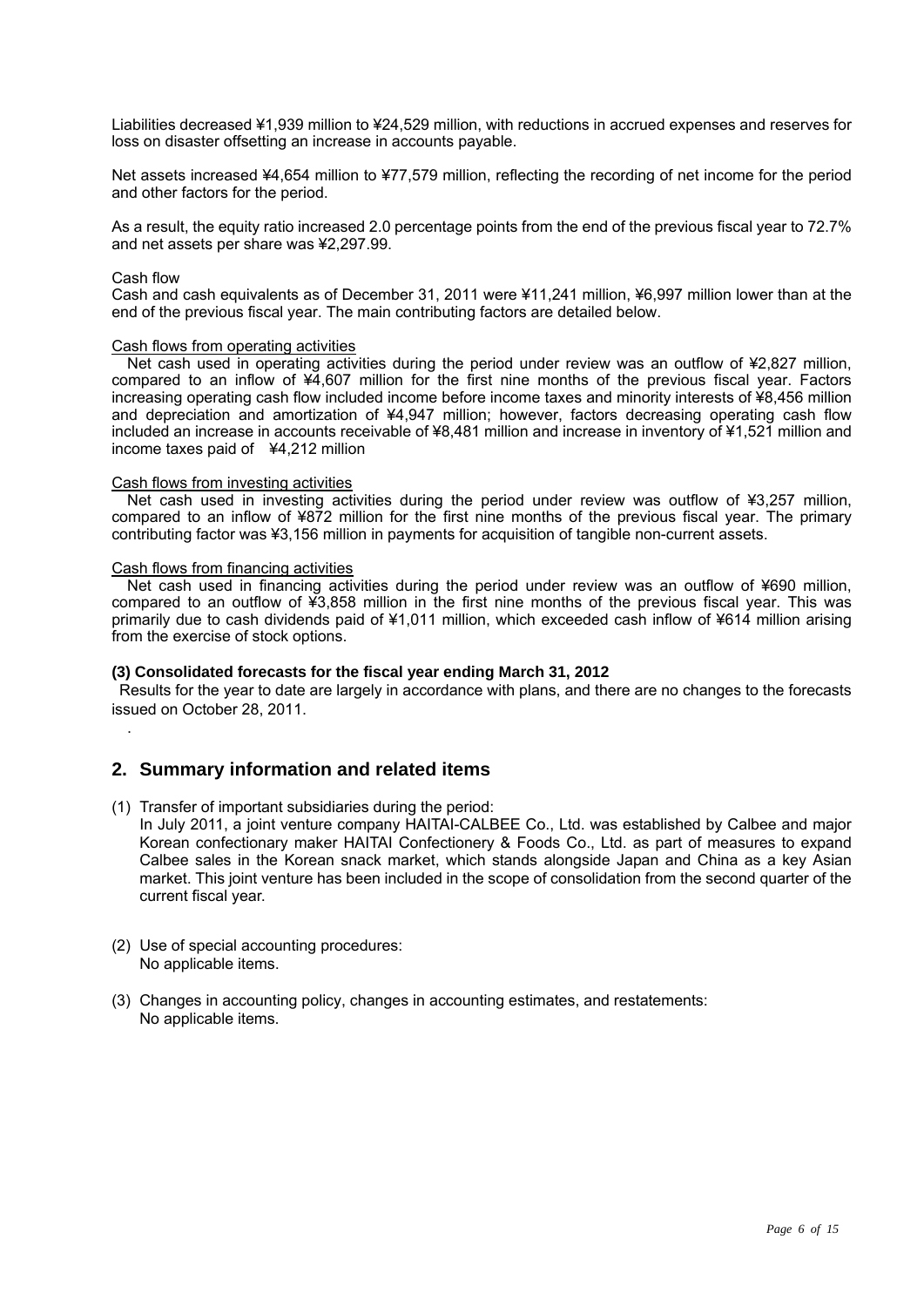Liabilities decreased ¥1,939 million to ¥24,529 million, with reductions in accrued expenses and reserves for loss on disaster offsetting an increase in accounts payable.

Net assets increased ¥4,654 million to ¥77,579 million, reflecting the recording of net income for the period and other factors for the period.

As a result, the equity ratio increased 2.0 percentage points from the end of the previous fiscal year to 72.7% and net assets per share was ¥2,297.99.

Cash flow

Cash and cash equivalents as of December 31, 2011 were ¥11,241 million, ¥6,997 million lower than at the end of the previous fiscal year. The main contributing factors are detailed below.

Cash flows from operating activities

Net cash used in operating activities during the period under review was an outflow of ¥2,827 million, compared to an inflow of ¥4,607 million for the first nine months of the previous fiscal year. Factors increasing operating cash flow included income before income taxes and minority interests of ¥8,456 million and depreciation and amortization of ¥4,947 million; however, factors decreasing operating cash flow included an increase in accounts receivable of ¥8,481 million and increase in inventory of ¥1,521 million and income taxes paid of ¥4,212 million

Cash flows from investing activities

Net cash used in investing activities during the period under review was outflow of ¥3,257 million, compared to an inflow of ¥872 million for the first nine months of the previous fiscal year. The primary contributing factor was ¥3,156 million in payments for acquisition of tangible non-current assets.

Cash flows from financing activities

Net cash used in financing activities during the period under review was an outflow of ¥690 million, compared to an outflow of ¥3,858 million in the first nine months of the previous fiscal year. This was primarily due to cash dividends paid of ¥1,011 million, which exceeded cash inflow of ¥614 million arising from the exercise of stock options.

**(3) Consolidated forecasts for the fiscal year ending March 31, 2012**

Results for the year to date are largely in accordance with plans, and there are no changes to the forecasts issued on October 28, 2011.

## 2. Summary information and related items

(1) Transfer of important subsidiaries during the period:
In July 2011, a joint venture company HAITAI-CALBEE Co., Ltd. was established by Calbee and major Korean confectionary maker HAITAI Confectionery & Foods Co., Ltd. as part of measures to expand Calbee sales in the Korean snack market, which stands alongside Japan and China as a key Asian market. This joint venture has been included in the scope of consolidation from the second quarter of the current fiscal year.

(2) Use of special accounting procedures:
No applicable items.

(3) Changes in accounting policy, changes in accounting estimates, and restatements:
No applicable items.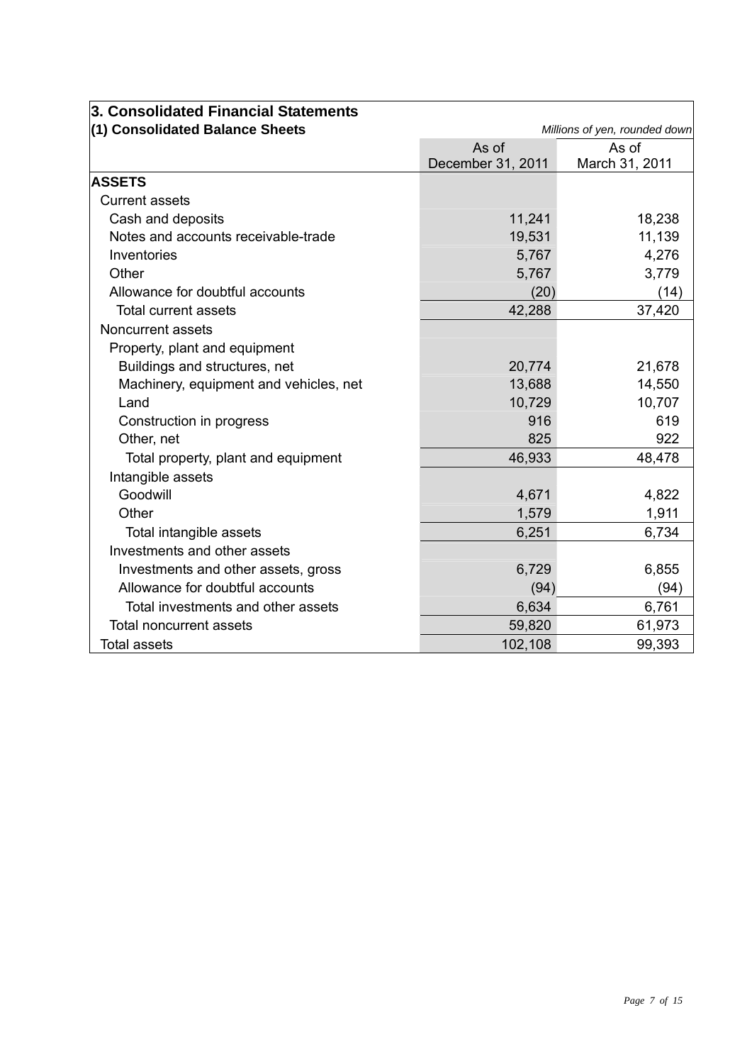## 3. Consolidated Financial Statements

### (1) Consolidated Balance Sheets

*Millions of yen, rounded down*

| | As of December 31, 2011 | As of March 31, 2011 |
|---|---|---|
| **ASSETS** | | |
| Current assets | | |
| Cash and deposits | 11,241 | 18,238 |
| Notes and accounts receivable-trade | 19,531 | 11,139 |
| Inventories | 5,767 | 4,276 |
| Other | 5,767 | 3,779 |
| Allowance for doubtful accounts | (20) | (14) |
| Total current assets | 42,288 | 37,420 |
| Noncurrent assets | | |
| Property, plant and equipment | | |
| Buildings and structures, net | 20,774 | 21,678 |
| Machinery, equipment and vehicles, net | 13,688 | 14,550 |
| Land | 10,729 | 10,707 |
| Construction in progress | 916 | 619 |
| Other, net | 825 | 922 |
| Total property, plant and equipment | 46,933 | 48,478 |
| Intangible assets | | |
| Goodwill | 4,671 | 4,822 |
| Other | 1,579 | 1,911 |
| Total intangible assets | 6,251 | 6,734 |
| Investments and other assets | | |
| Investments and other assets, gross | 6,729 | 6,855 |
| Allowance for doubtful accounts | (94) | (94) |
| Total investments and other assets | 6,634 | 6,761 |
| Total noncurrent assets | 59,820 | 61,973 |
| Total assets | 102,108 | 99,393 |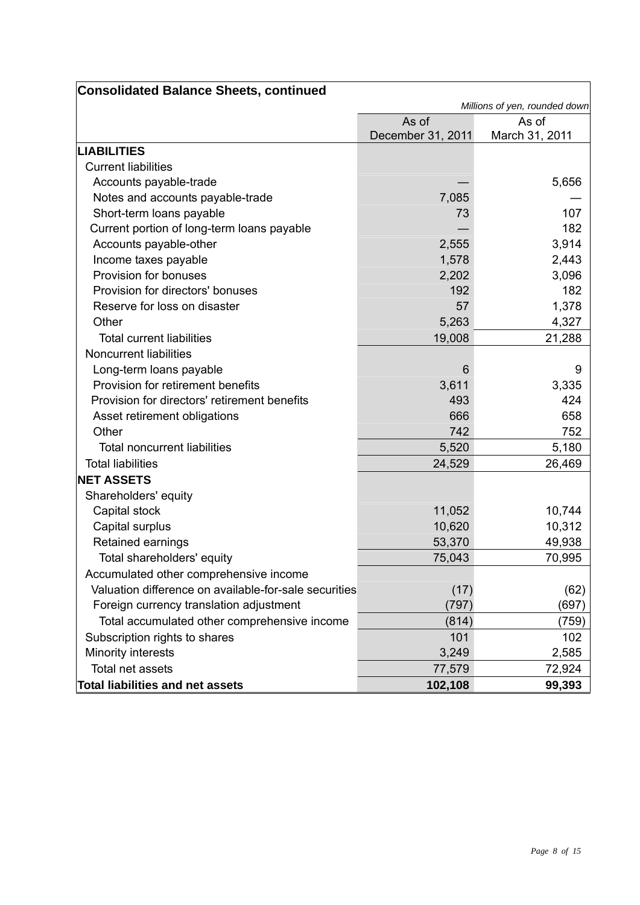## Consolidated Balance Sheets, continued

*Millions of yen, rounded down*

| | As of December 31, 2011 | As of March 31, 2011 |
|---|---|---|
| **LIABILITIES** | | |
| Current liabilities | | |
| Accounts payable-trade | — | 5,656 |
| Notes and accounts payable-trade | 7,085 | — |
| Short-term loans payable | 73 | 107 |
| Current portion of long-term loans payable | — | 182 |
| Accounts payable-other | 2,555 | 3,914 |
| Income taxes payable | 1,578 | 2,443 |
| Provision for bonuses | 2,202 | 3,096 |
| Provision for directors' bonuses | 192 | 182 |
| Reserve for loss on disaster | 57 | 1,378 |
| Other | 5,263 | 4,327 |
| Total current liabilities | 19,008 | 21,288 |
| Noncurrent liabilities | | |
| Long-term loans payable | 6 | 9 |
| Provision for retirement benefits | 3,611 | 3,335 |
| Provision for directors' retirement benefits | 493 | 424 |
| Asset retirement obligations | 666 | 658 |
| Other | 742 | 752 |
| Total noncurrent liabilities | 5,520 | 5,180 |
| Total liabilities | 24,529 | 26,469 |
| **NET ASSETS** | | |
| Shareholders' equity | | |
| Capital stock | 11,052 | 10,744 |
| Capital surplus | 10,620 | 10,312 |
| Retained earnings | 53,370 | 49,938 |
| Total shareholders' equity | 75,043 | 70,995 |
| Accumulated other comprehensive income | | |
| Valuation difference on available-for-sale securities | (17) | (62) |
| Foreign currency translation adjustment | (797) | (697) |
| Total accumulated other comprehensive income | (814) | (759) |
| Subscription rights to shares | 101 | 102 |
| Minority interests | 3,249 | 2,585 |
| Total net assets | 77,579 | 72,924 |
| **Total liabilities and net assets** | **102,108** | **99,393** |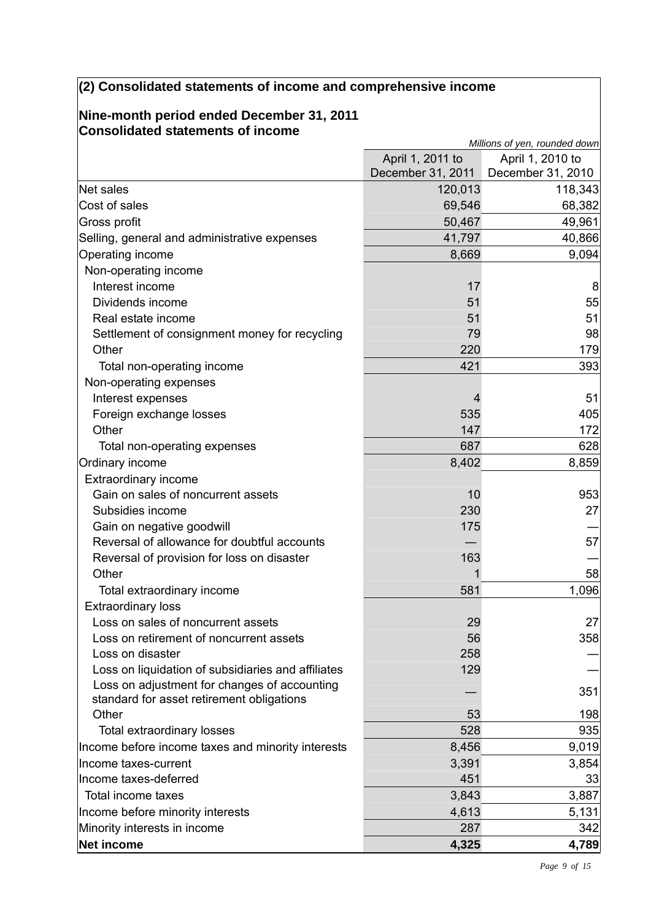## (2) Consolidated statements of income and comprehensive income

### Nine-month period ended December 31, 2011
### Consolidated statements of income

*Millions of yen, rounded down*

| | April 1, 2011 to December 31, 2011 | April 1, 2010 to December 31, 2010 |
|---|---|---|
| Net sales | 120,013 | 118,343 |
| Cost of sales | 69,546 | 68,382 |
| Gross profit | 50,467 | 49,961 |
| Selling, general and administrative expenses | 41,797 | 40,866 |
| Operating income | 8,669 | 9,094 |
| Non-operating income | | |
| Interest income | 17 | 8 |
| Dividends income | 51 | 55 |
| Real estate income | 51 | 51 |
| Settlement of consignment money for recycling | 79 | 98 |
| Other | 220 | 179 |
| Total non-operating income | 421 | 393 |
| Non-operating expenses | | |
| Interest expenses | 4 | 51 |
| Foreign exchange losses | 535 | 405 |
| Other | 147 | 172 |
| Total non-operating expenses | 687 | 628 |
| Ordinary income | 8,402 | 8,859 |
| Extraordinary income | | |
| Gain on sales of noncurrent assets | 10 | 953 |
| Subsidies income | 230 | 27 |
| Gain on negative goodwill | 175 | — |
| Reversal of allowance for doubtful accounts | — | 57 |
| Reversal of provision for loss on disaster | 163 | — |
| Other | 1 | 58 |
| Total extraordinary income | 581 | 1,096 |
| Extraordinary loss | | |
| Loss on sales of noncurrent assets | 29 | 27 |
| Loss on retirement of noncurrent assets | 56 | 358 |
| Loss on disaster | 258 | — |
| Loss on liquidation of subsidiaries and affiliates | 129 | — |
| Loss on adjustment for changes of accounting standard for asset retirement obligations | — | 351 |
| Other | 53 | 198 |
| Total extraordinary losses | 528 | 935 |
| Income before income taxes and minority interests | 8,456 | 9,019 |
| Income taxes-current | 3,391 | 3,854 |
| Income taxes-deferred | 451 | 33 |
| Total income taxes | 3,843 | 3,887 |
| Income before minority interests | 4,613 | 5,131 |
| Minority interests in income | 287 | 342 |
| **Net income** | **4,325** | **4,789** |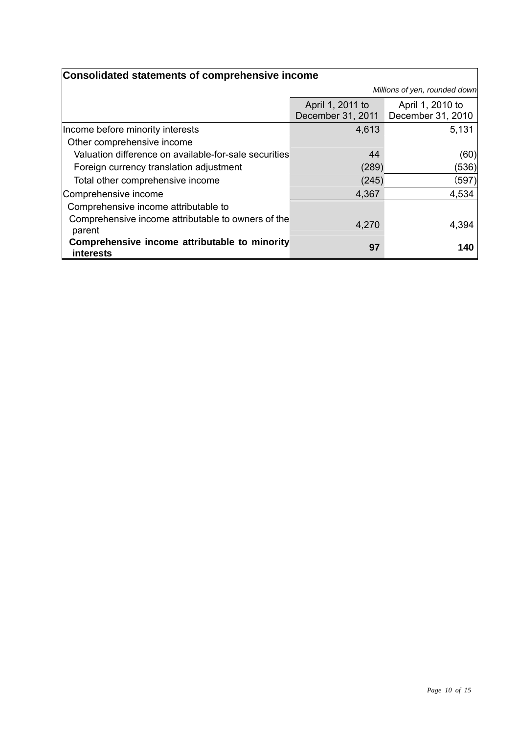## Consolidated statements of comprehensive income

*Millions of yen, rounded down*

| | April 1, 2011 to December 31, 2011 | April 1, 2010 to December 31, 2010 |
|---|---|---|
| Income before minority interests | 4,613 | 5,131 |
| Other comprehensive income | | |
| Valuation difference on available-for-sale securities | 44 | (60) |
| Foreign currency translation adjustment | (289) | (536) |
| Total other comprehensive income | (245) | (597) |
| Comprehensive income | 4,367 | 4,534 |
| Comprehensive income attributable to | | |
| Comprehensive income attributable to owners of the parent | 4,270 | 4,394 |
| **Comprehensive income attributable to minority interests** | **97** | **140** |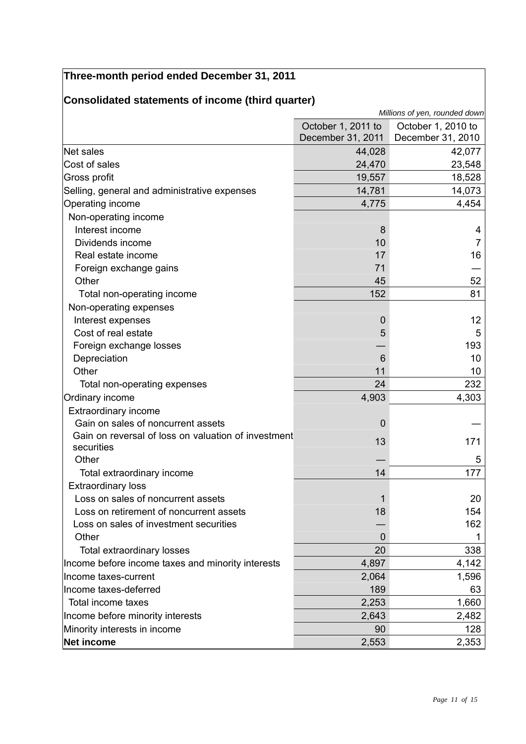## Three-month period ended December 31, 2011

### Consolidated statements of income (third quarter)

*Millions of yen, rounded down*

| | October 1, 2011 to December 31, 2011 | October 1, 2010 to December 31, 2010 |
|---|---|---|
| Net sales | 44,028 | 42,077 |
| Cost of sales | 24,470 | 23,548 |
| Gross profit | 19,557 | 18,528 |
| Selling, general and administrative expenses | 14,781 | 14,073 |
| Operating income | 4,775 | 4,454 |
| Non-operating income | | |
| Interest income | 8 | 4 |
| Dividends income | 10 | 7 |
| Real estate income | 17 | 16 |
| Foreign exchange gains | 71 | — |
| Other | 45 | 52 |
| Total non-operating income | 152 | 81 |
| Non-operating expenses | | |
| Interest expenses | 0 | 12 |
| Cost of real estate | 5 | 5 |
| Foreign exchange losses | — | 193 |
| Depreciation | 6 | 10 |
| Other | 11 | 10 |
| Total non-operating expenses | 24 | 232 |
| Ordinary income | 4,903 | 4,303 |
| Extraordinary income | | |
| Gain on sales of noncurrent assets | 0 | — |
| Gain on reversal of loss on valuation of investment securities | 13 | 171 |
| Other | — | 5 |
| Total extraordinary income | 14 | 177 |
| Extraordinary loss | | |
| Loss on sales of noncurrent assets | 1 | 20 |
| Loss on retirement of noncurrent assets | 18 | 154 |
| Loss on sales of investment securities | — | 162 |
| Other | 0 | 1 |
| Total extraordinary losses | 20 | 338 |
| Income before income taxes and minority interests | 4,897 | 4,142 |
| Income taxes-current | 2,064 | 1,596 |
| Income taxes-deferred | 189 | 63 |
| Total income taxes | 2,253 | 1,660 |
| Income before minority interests | 2,643 | 2,482 |
| Minority interests in income | 90 | 128 |
| **Net income** | 2,553 | 2,353 |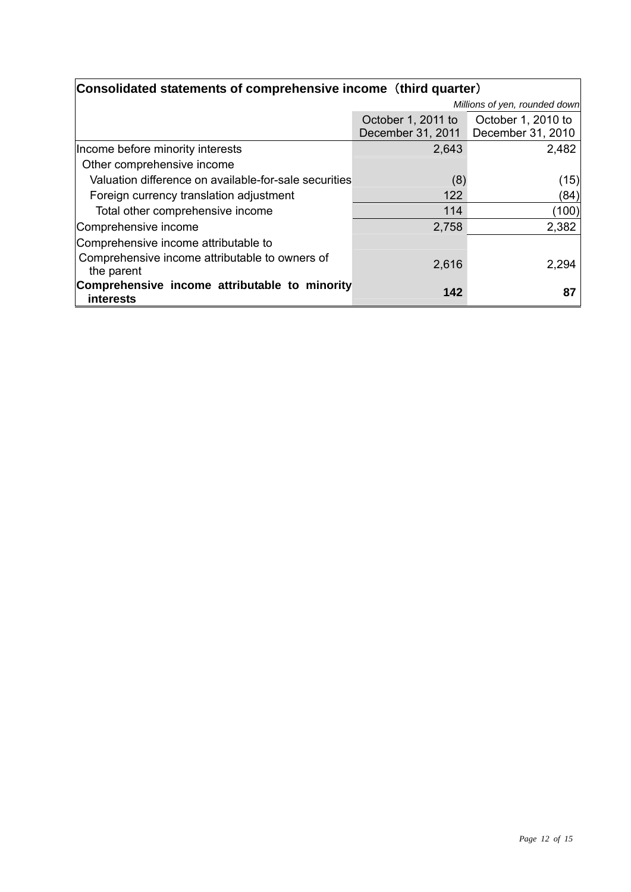**Consolidated statements of comprehensive income（third quarter）**

*Millions of yen, rounded down*

| | October 1, 2011 to December 31, 2011 | October 1, 2010 to December 31, 2010 |
|---|---|---|
| Income before minority interests | 2,643 | 2,482 |
| Other comprehensive income | | |
| Valuation difference on available-for-sale securities | (8) | (15) |
| Foreign currency translation adjustment | 122 | (84) |
| Total other comprehensive income | 114 | (100) |
| Comprehensive income | 2,758 | 2,382 |
| Comprehensive income attributable to | | |
| Comprehensive income attributable to owners of the parent | 2,616 | 2,294 |
| **Comprehensive income attributable to minority interests** | **142** | **87** |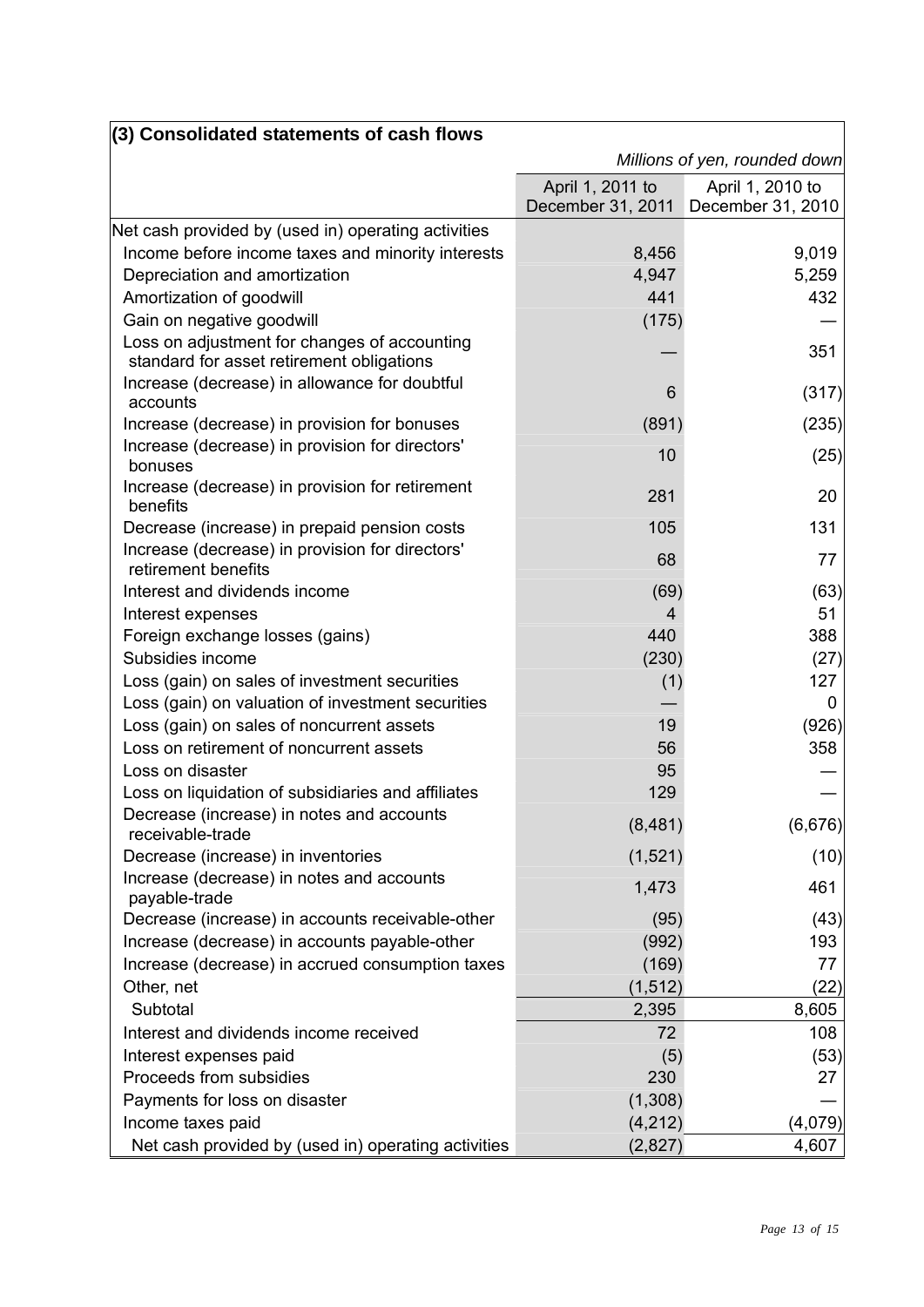### (3) Consolidated statements of cash flows

*Millions of yen, rounded down*

| | April 1, 2011 to December 31, 2011 | April 1, 2010 to December 31, 2010 |
|---|---|---|
| Net cash provided by (used in) operating activities | | |
| Income before income taxes and minority interests | 8,456 | 9,019 |
| Depreciation and amortization | 4,947 | 5,259 |
| Amortization of goodwill | 441 | 432 |
| Gain on negative goodwill | (175) | — |
| Loss on adjustment for changes of accounting standard for asset retirement obligations | — | 351 |
| Increase (decrease) in allowance for doubtful accounts | 6 | (317) |
| Increase (decrease) in provision for bonuses | (891) | (235) |
| Increase (decrease) in provision for directors' bonuses | 10 | (25) |
| Increase (decrease) in provision for retirement benefits | 281 | 20 |
| Decrease (increase) in prepaid pension costs | 105 | 131 |
| Increase (decrease) in provision for directors' retirement benefits | 68 | 77 |
| Interest and dividends income | (69) | (63) |
| Interest expenses | 4 | 51 |
| Foreign exchange losses (gains) | 440 | 388 |
| Subsidies income | (230) | (27) |
| Loss (gain) on sales of investment securities | (1) | 127 |
| Loss (gain) on valuation of investment securities | — | 0 |
| Loss (gain) on sales of noncurrent assets | 19 | (926) |
| Loss on retirement of noncurrent assets | 56 | 358 |
| Loss on disaster | 95 | — |
| Loss on liquidation of subsidiaries and affiliates | 129 | — |
| Decrease (increase) in notes and accounts receivable-trade | (8,481) | (6,676) |
| Decrease (increase) in inventories | (1,521) | (10) |
| Increase (decrease) in notes and accounts payable-trade | 1,473 | 461 |
| Decrease (increase) in accounts receivable-other | (95) | (43) |
| Increase (decrease) in accounts payable-other | (992) | 193 |
| Increase (decrease) in accrued consumption taxes | (169) | 77 |
| Other, net | (1,512) | (22) |
| Subtotal | 2,395 | 8,605 |
| Interest and dividends income received | 72 | 108 |
| Interest expenses paid | (5) | (53) |
| Proceeds from subsidies | 230 | 27 |
| Payments for loss on disaster | (1,308) | — |
| Income taxes paid | (4,212) | (4,079) |
| Net cash provided by (used in) operating activities | (2,827) | 4,607 |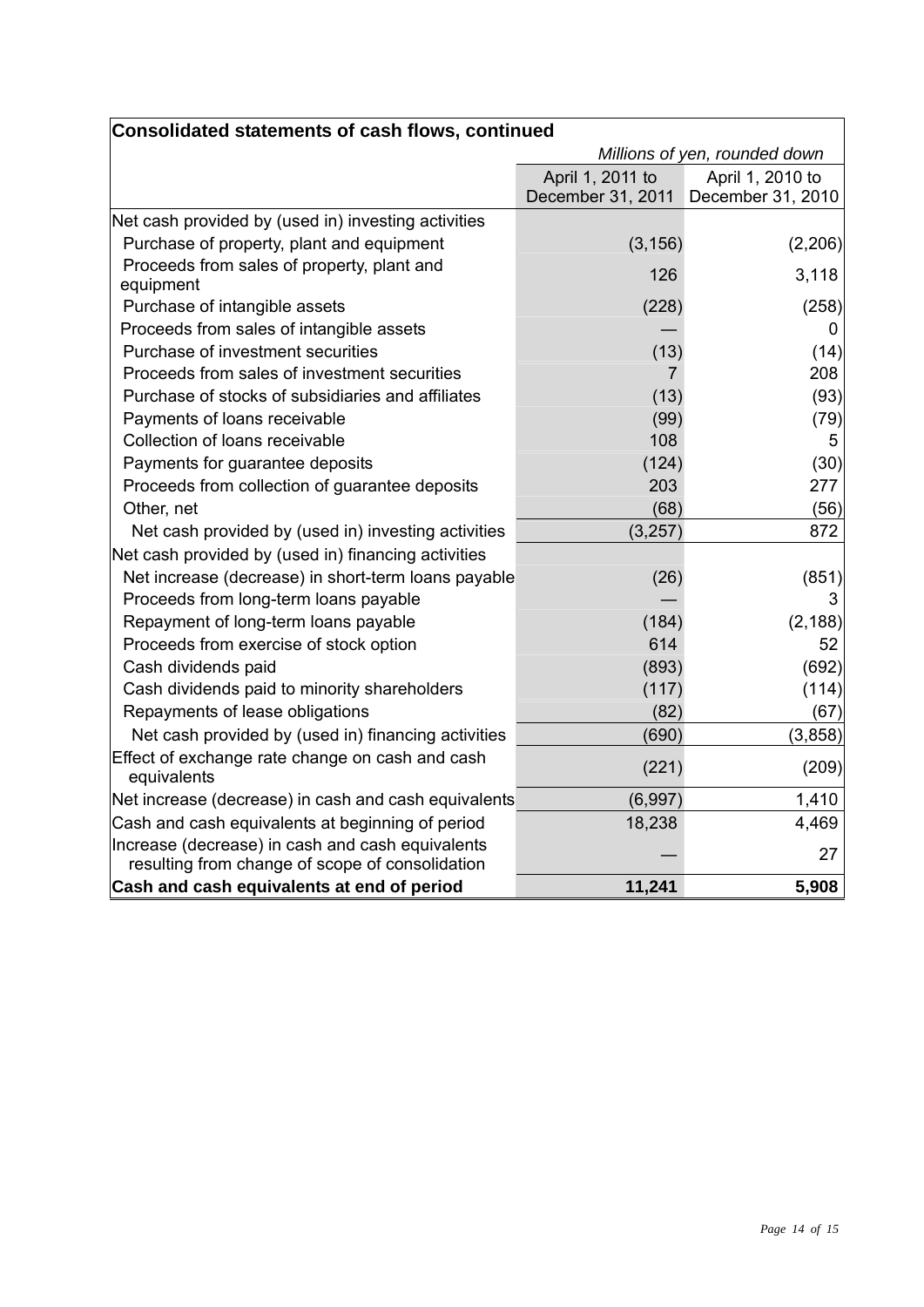**Consolidated statements of cash flows, continued**

| | *Millions of yen, rounded down* | |
|---|---|---|
| | April 1, 2011 to December 31, 2011 | April 1, 2010 to December 31, 2010 |
| Net cash provided by (used in) investing activities | | |
| Purchase of property, plant and equipment | (3,156) | (2,206) |
| Proceeds from sales of property, plant and equipment | 126 | 3,118 |
| Purchase of intangible assets | (228) | (258) |
| Proceeds from sales of intangible assets | — | 0 |
| Purchase of investment securities | (13) | (14) |
| Proceeds from sales of investment securities | 7 | 208 |
| Purchase of stocks of subsidiaries and affiliates | (13) | (93) |
| Payments of loans receivable | (99) | (79) |
| Collection of loans receivable | 108 | 5 |
| Payments for guarantee deposits | (124) | (30) |
| Proceeds from collection of guarantee deposits | 203 | 277 |
| Other, net | (68) | (56) |
| Net cash provided by (used in) investing activities | (3,257) | 872 |
| Net cash provided by (used in) financing activities | | |
| Net increase (decrease) in short-term loans payable | (26) | (851) |
| Proceeds from long-term loans payable | — | 3 |
| Repayment of long-term loans payable | (184) | (2,188) |
| Proceeds from exercise of stock option | 614 | 52 |
| Cash dividends paid | (893) | (692) |
| Cash dividends paid to minority shareholders | (117) | (114) |
| Repayments of lease obligations | (82) | (67) |
| Net cash provided by (used in) financing activities | (690) | (3,858) |
| Effect of exchange rate change on cash and cash equivalents | (221) | (209) |
| Net increase (decrease) in cash and cash equivalents | (6,997) | 1,410 |
| Cash and cash equivalents at beginning of period | 18,238 | 4,469 |
| Increase (decrease) in cash and cash equivalents resulting from change of scope of consolidation | — | 27 |
| **Cash and cash equivalents at end of period** | **11,241** | **5,908** |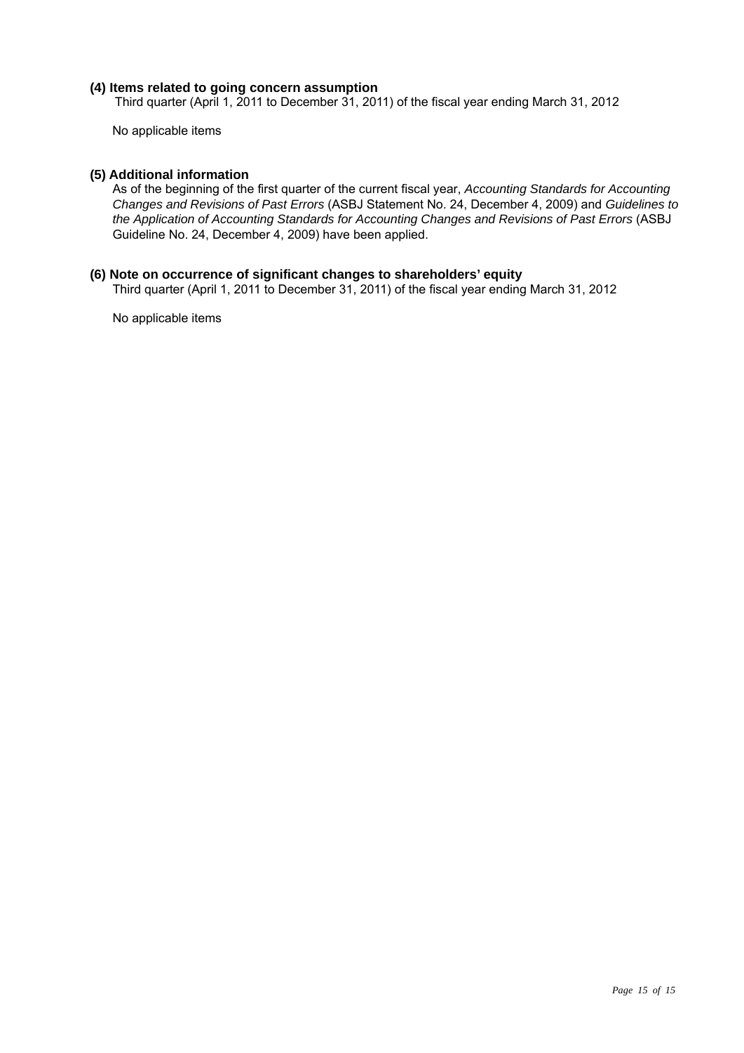### (4) Items related to going concern assumption

Third quarter (April 1, 2011 to December 31, 2011) of the fiscal year ending March 31, 2012

No applicable items

### (5) Additional information

As of the beginning of the first quarter of the current fiscal year, *Accounting Standards for Accounting Changes and Revisions of Past Errors* (ASBJ Statement No. 24, December 4, 2009) and *Guidelines to the Application of Accounting Standards for Accounting Changes and Revisions of Past Errors* (ASBJ Guideline No. 24, December 4, 2009) have been applied.

### (6) Note on occurrence of significant changes to shareholders' equity

Third quarter (April 1, 2011 to December 31, 2011) of the fiscal year ending March 31, 2012

No applicable items